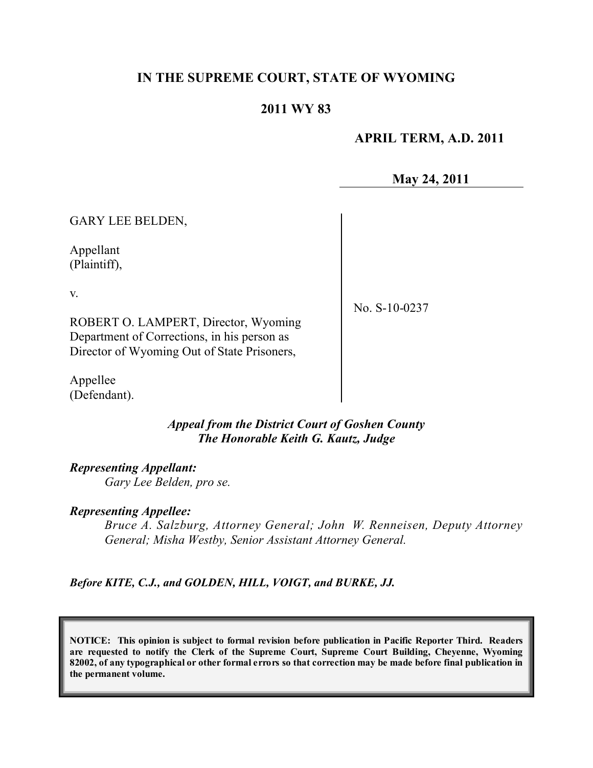# IN THE SUPREME COURT, STATE OF WYOMING

## 2011 WY 83

**APRIL TERM, A.D. 2011**

**May 24, 2011**

| | |
|---|---|
| GARY LEE BELDEN,<br><br>Appellant<br>(Plaintiff),<br><br>v.<br><br>ROBERT O. LAMPERT, Director, Wyoming Department of Corrections, in his person as Director of Wyoming Out of State Prisoners,<br><br>Appellee<br>(Defendant). | No. S-10-0237 |

*Appeal from the District Court of Goshen County*
*The Honorable Keith G. Kautz, Judge*

***Representing Appellant:***

*Gary Lee Belden, pro se.*

***Representing Appellee:***

*Bruce A. Salzburg, Attorney General; John W. Renneisen, Deputy Attorney General; Misha Westby, Senior Assistant Attorney General.*

***Before KITE, C.J., and GOLDEN, HILL, VOIGT, and BURKE, JJ.***

**NOTICE: This opinion is subject to formal revision before publication in Pacific Reporter Third. Readers are requested to notify the Clerk of the Supreme Court, Supreme Court Building, Cheyenne, Wyoming 82002, of any typographical or other formal errors so that correction may be made before final publication in the permanent volume.**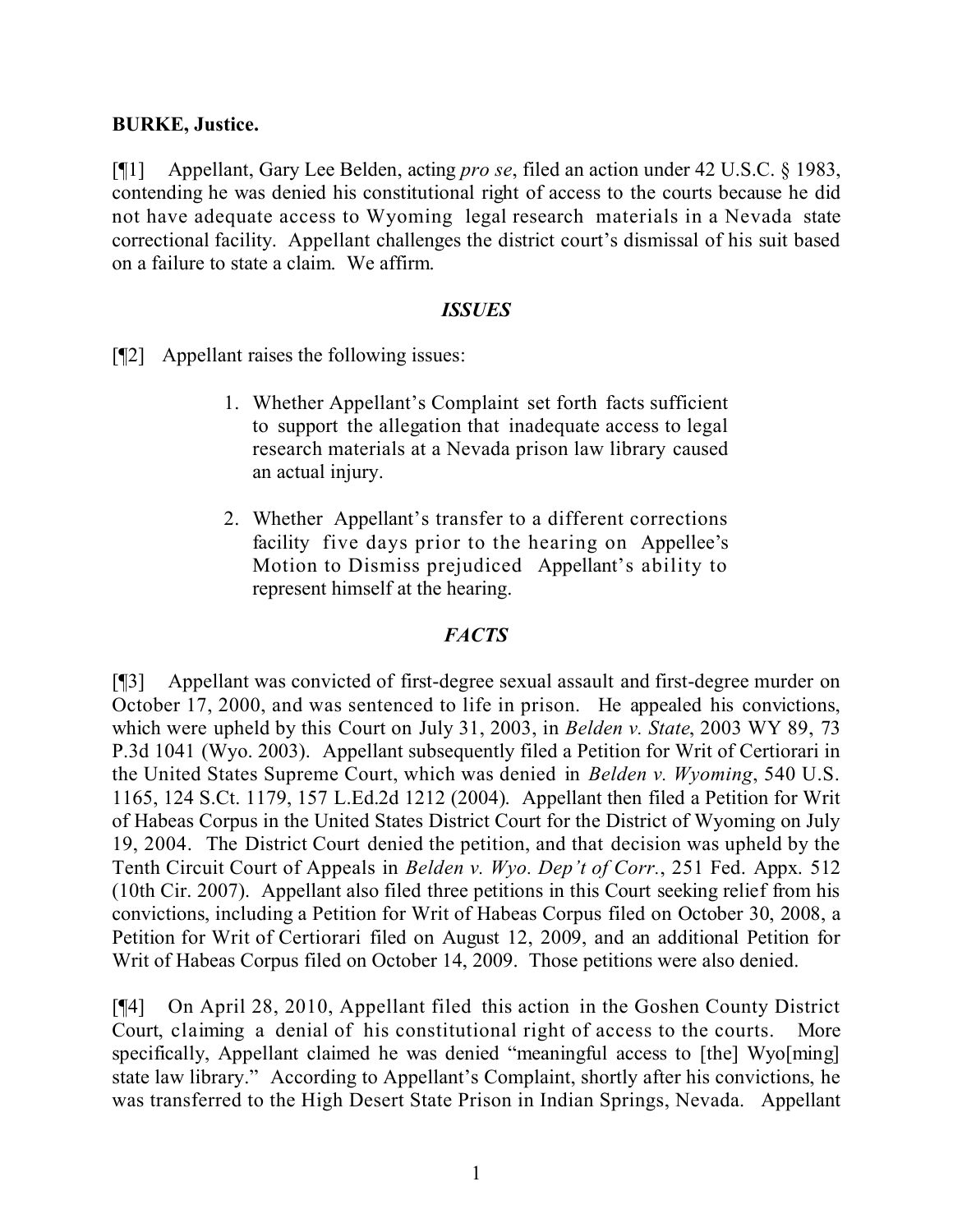**BURKE, Justice.**

[¶1] Appellant, Gary Lee Belden, acting *pro se*, filed an action under 42 U.S.C. § 1983, contending he was denied his constitutional right of access to the courts because he did not have adequate access to Wyoming legal research materials in a Nevada state correctional facility. Appellant challenges the district court's dismissal of his suit based on a failure to state a claim. We affirm.

## *ISSUES*

[¶2] Appellant raises the following issues:

> 1. Whether Appellant's Complaint set forth facts sufficient to support the allegation that inadequate access to legal research materials at a Nevada prison law library caused an actual injury.
>
> 2. Whether Appellant's transfer to a different corrections facility five days prior to the hearing on Appellee's Motion to Dismiss prejudiced Appellant's ability to represent himself at the hearing.

## *FACTS*

[¶3] Appellant was convicted of first-degree sexual assault and first-degree murder on October 17, 2000, and was sentenced to life in prison. He appealed his convictions, which were upheld by this Court on July 31, 2003, in *Belden v. State*, 2003 WY 89, 73 P.3d 1041 (Wyo. 2003). Appellant subsequently filed a Petition for Writ of Certiorari in the United States Supreme Court, which was denied in *Belden v. Wyoming*, 540 U.S. 1165, 124 S.Ct. 1179, 157 L.Ed.2d 1212 (2004). Appellant then filed a Petition for Writ of Habeas Corpus in the United States District Court for the District of Wyoming on July 19, 2004. The District Court denied the petition, and that decision was upheld by the Tenth Circuit Court of Appeals in *Belden v. Wyo. Dep't of Corr.*, 251 Fed. Appx. 512 (10th Cir. 2007). Appellant also filed three petitions in this Court seeking relief from his convictions, including a Petition for Writ of Habeas Corpus filed on October 30, 2008, a Petition for Writ of Certiorari filed on August 12, 2009, and an additional Petition for Writ of Habeas Corpus filed on October 14, 2009. Those petitions were also denied.

[¶4] On April 28, 2010, Appellant filed this action in the Goshen County District Court, claiming a denial of his constitutional right of access to the courts. More specifically, Appellant claimed he was denied "meaningful access to [the] Wyo[ming] state law library." According to Appellant's Complaint, shortly after his convictions, he was transferred to the High Desert State Prison in Indian Springs, Nevada. Appellant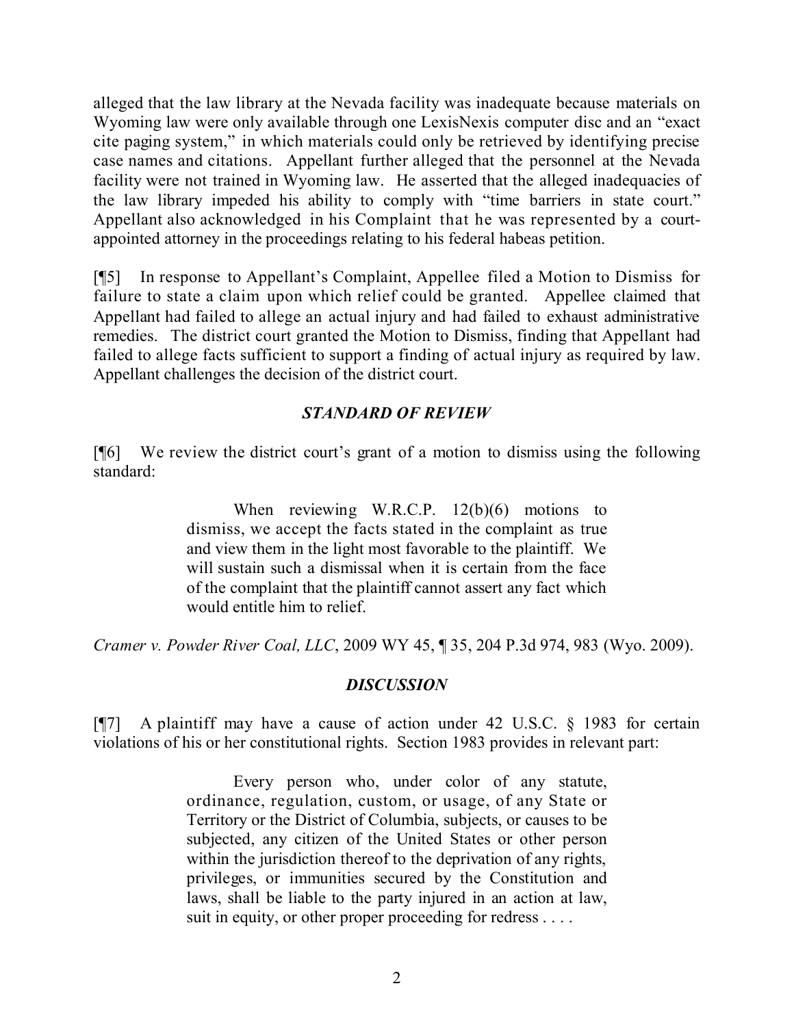alleged that the law library at the Nevada facility was inadequate because materials on Wyoming law were only available through one LexisNexis computer disc and an "exact cite paging system," in which materials could only be retrieved by identifying precise case names and citations. Appellant further alleged that the personnel at the Nevada facility were not trained in Wyoming law. He asserted that the alleged inadequacies of the law library impeded his ability to comply with "time barriers in state court." Appellant also acknowledged in his Complaint that he was represented by a court-appointed attorney in the proceedings relating to his federal habeas petition.

[¶5] In response to Appellant's Complaint, Appellee filed a Motion to Dismiss for failure to state a claim upon which relief could be granted. Appellee claimed that Appellant had failed to allege an actual injury and had failed to exhaust administrative remedies. The district court granted the Motion to Dismiss, finding that Appellant had failed to allege facts sufficient to support a finding of actual injury as required by law. Appellant challenges the decision of the district court.

## *STANDARD OF REVIEW*

[¶6] We review the district court's grant of a motion to dismiss using the following standard:

> When reviewing W.R.C.P. 12(b)(6) motions to dismiss, we accept the facts stated in the complaint as true and view them in the light most favorable to the plaintiff. We will sustain such a dismissal when it is certain from the face of the complaint that the plaintiff cannot assert any fact which would entitle him to relief.

*Cramer v. Powder River Coal, LLC*, 2009 WY 45, ¶ 35, 204 P.3d 974, 983 (Wyo. 2009).

## *DISCUSSION*

[¶7] A plaintiff may have a cause of action under 42 U.S.C. § 1983 for certain violations of his or her constitutional rights. Section 1983 provides in relevant part:

> Every person who, under color of any statute, ordinance, regulation, custom, or usage, of any State or Territory or the District of Columbia, subjects, or causes to be subjected, any citizen of the United States or other person within the jurisdiction thereof to the deprivation of any rights, privileges, or immunities secured by the Constitution and laws, shall be liable to the party injured in an action at law, suit in equity, or other proper proceeding for redress . . . .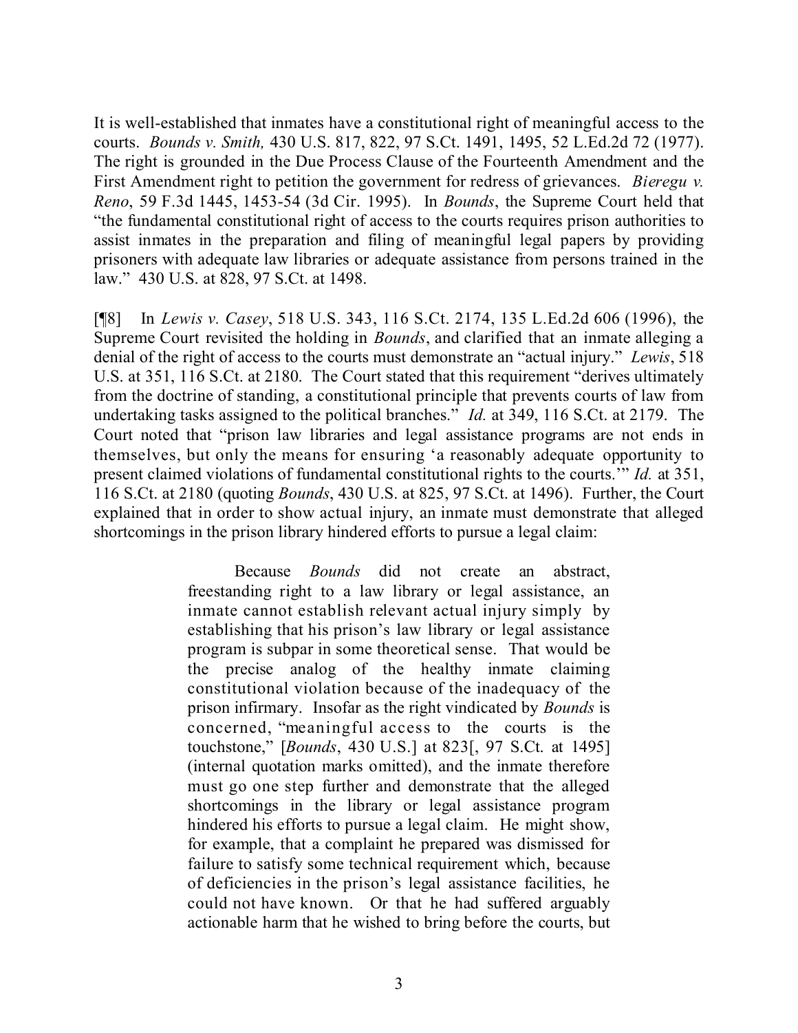It is well-established that inmates have a constitutional right of meaningful access to the courts. *Bounds v. Smith,* 430 U.S. 817, 822, 97 S.Ct. 1491, 1495, 52 L.Ed.2d 72 (1977). The right is grounded in the Due Process Clause of the Fourteenth Amendment and the First Amendment right to petition the government for redress of grievances. *Bieregu v. Reno*, 59 F.3d 1445, 1453-54 (3d Cir. 1995). In *Bounds*, the Supreme Court held that "the fundamental constitutional right of access to the courts requires prison authorities to assist inmates in the preparation and filing of meaningful legal papers by providing prisoners with adequate law libraries or adequate assistance from persons trained in the law." 430 U.S. at 828, 97 S.Ct. at 1498.

[¶8] In *Lewis v. Casey*, 518 U.S. 343, 116 S.Ct. 2174, 135 L.Ed.2d 606 (1996), the Supreme Court revisited the holding in *Bounds*, and clarified that an inmate alleging a denial of the right of access to the courts must demonstrate an "actual injury." *Lewis*, 518 U.S. at 351, 116 S.Ct. at 2180. The Court stated that this requirement "derives ultimately from the doctrine of standing, a constitutional principle that prevents courts of law from undertaking tasks assigned to the political branches." *Id.* at 349, 116 S.Ct. at 2179. The Court noted that "prison law libraries and legal assistance programs are not ends in themselves, but only the means for ensuring 'a reasonably adequate opportunity to present claimed violations of fundamental constitutional rights to the courts.'" *Id.* at 351, 116 S.Ct. at 2180 (quoting *Bounds*, 430 U.S. at 825, 97 S.Ct. at 1496). Further, the Court explained that in order to show actual injury, an inmate must demonstrate that alleged shortcomings in the prison library hindered efforts to pursue a legal claim:

> Because *Bounds* did not create an abstract, freestanding right to a law library or legal assistance, an inmate cannot establish relevant actual injury simply by establishing that his prison's law library or legal assistance program is subpar in some theoretical sense. That would be the precise analog of the healthy inmate claiming constitutional violation because of the inadequacy of the prison infirmary. Insofar as the right vindicated by *Bounds* is concerned, "meaningful access to the courts is the touchstone," [*Bounds*, 430 U.S.] at 823[, 97 S.Ct. at 1495] (internal quotation marks omitted), and the inmate therefore must go one step further and demonstrate that the alleged shortcomings in the library or legal assistance program hindered his efforts to pursue a legal claim. He might show, for example, that a complaint he prepared was dismissed for failure to satisfy some technical requirement which, because of deficiencies in the prison's legal assistance facilities, he could not have known. Or that he had suffered arguably actionable harm that he wished to bring before the courts, but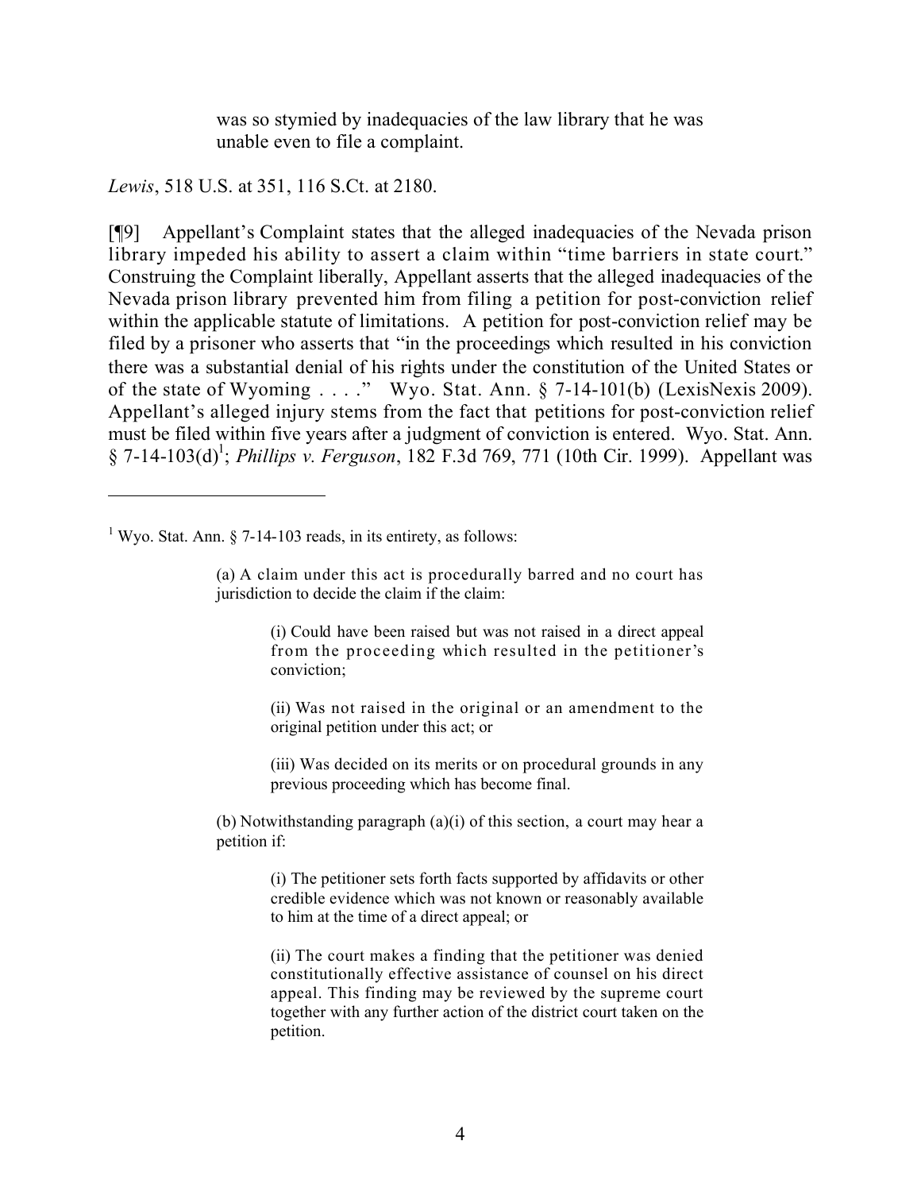> was so stymied by inadequacies of the law library that he was unable even to file a complaint.

*Lewis*, 518 U.S. at 351, 116 S.Ct. at 2180.

[¶9] Appellant's Complaint states that the alleged inadequacies of the Nevada prison library impeded his ability to assert a claim within "time barriers in state court." Construing the Complaint liberally, Appellant asserts that the alleged inadequacies of the Nevada prison library prevented him from filing a petition for post-conviction relief within the applicable statute of limitations. A petition for post-conviction relief may be filed by a prisoner who asserts that "in the proceedings which resulted in his conviction there was a substantial denial of his rights under the constitution of the United States or of the state of Wyoming . . . ." Wyo. Stat. Ann. § 7-14-101(b) (LexisNexis 2009). Appellant's alleged injury stems from the fact that petitions for post-conviction relief must be filed within five years after a judgment of conviction is entered. Wyo. Stat. Ann. § 7-14-103(d)[1]; *Phillips v. Ferguson*, 182 F.3d 769, 771 (10th Cir. 1999). Appellant was

---

[1] Wyo. Stat. Ann. § 7-14-103 reads, in its entirety, as follows:

> (a) A claim under this act is procedurally barred and no court has jurisdiction to decide the claim if the claim:
>
> > (i) Could have been raised but was not raised in a direct appeal from the proceeding which resulted in the petitioner's conviction;
> >
> > (ii) Was not raised in the original or an amendment to the original petition under this act; or
> >
> > (iii) Was decided on its merits or on procedural grounds in any previous proceeding which has become final.
>
> (b) Notwithstanding paragraph (a)(i) of this section, a court may hear a petition if:
>
> > (i) The petitioner sets forth facts supported by affidavits or other credible evidence which was not known or reasonably available to him at the time of a direct appeal; or
> >
> > (ii) The court makes a finding that the petitioner was denied constitutionally effective assistance of counsel on his direct appeal. This finding may be reviewed by the supreme court together with any further action of the district court taken on the petition.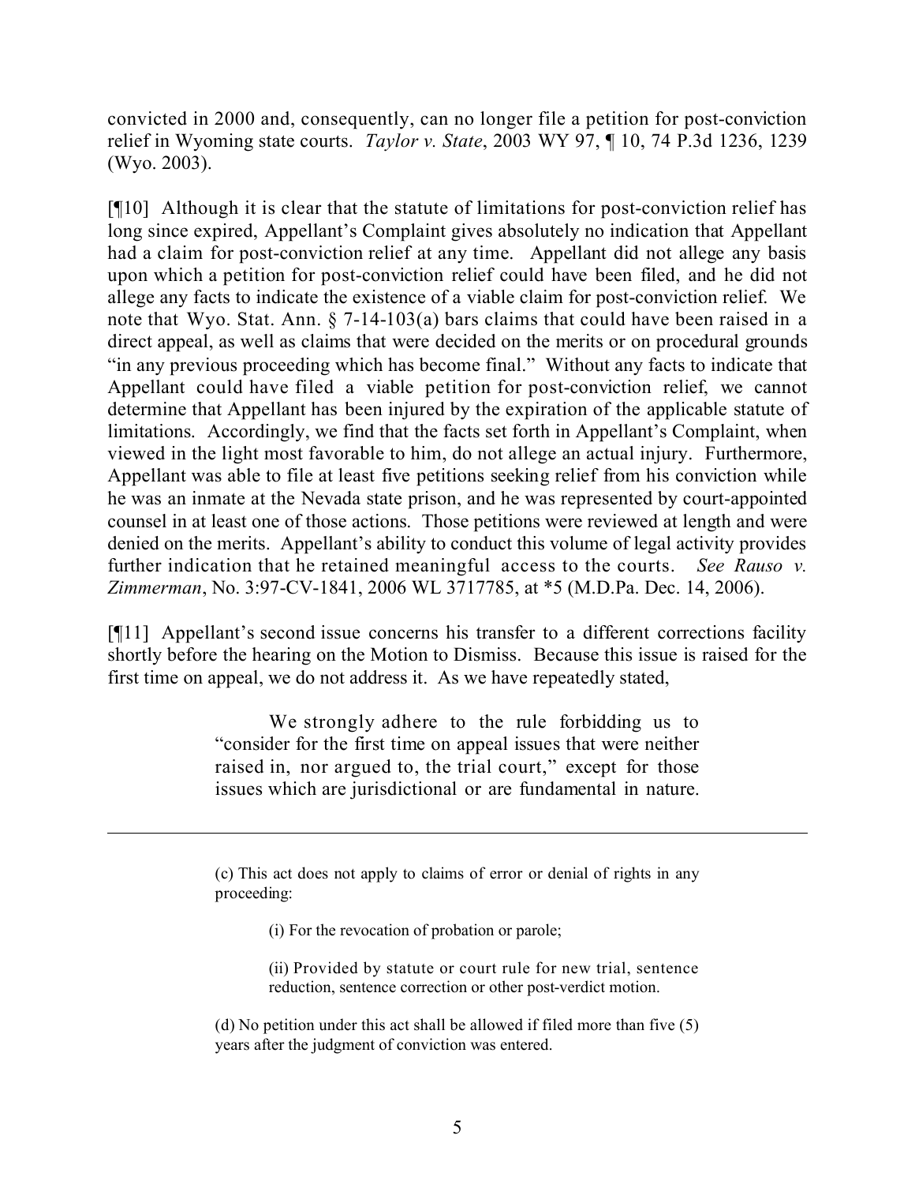convicted in 2000 and, consequently, can no longer file a petition for post-conviction relief in Wyoming state courts. *Taylor v. State*, 2003 WY 97, ¶ 10, 74 P.3d 1236, 1239 (Wyo. 2003).

[¶10] Although it is clear that the statute of limitations for post-conviction relief has long since expired, Appellant's Complaint gives absolutely no indication that Appellant had a claim for post-conviction relief at any time. Appellant did not allege any basis upon which a petition for post-conviction relief could have been filed, and he did not allege any facts to indicate the existence of a viable claim for post-conviction relief. We note that Wyo. Stat. Ann. § 7-14-103(a) bars claims that could have been raised in a direct appeal, as well as claims that were decided on the merits or on procedural grounds "in any previous proceeding which has become final." Without any facts to indicate that Appellant could have filed a viable petition for post-conviction relief, we cannot determine that Appellant has been injured by the expiration of the applicable statute of limitations. Accordingly, we find that the facts set forth in Appellant's Complaint, when viewed in the light most favorable to him, do not allege an actual injury. Furthermore, Appellant was able to file at least five petitions seeking relief from his conviction while he was an inmate at the Nevada state prison, and he was represented by court-appointed counsel in at least one of those actions. Those petitions were reviewed at length and were denied on the merits. Appellant's ability to conduct this volume of legal activity provides further indication that he retained meaningful access to the courts. *See Rauso v. Zimmerman*, No. 3:97-CV-1841, 2006 WL 3717785, at *5 (M.D.Pa. Dec. 14, 2006).

[¶11] Appellant's second issue concerns his transfer to a different corrections facility shortly before the hearing on the Motion to Dismiss. Because this issue is raised for the first time on appeal, we do not address it. As we have repeatedly stated,

> We strongly adhere to the rule forbidding us to "consider for the first time on appeal issues that were neither raised in, nor argued to, the trial court," except for those issues which are jurisdictional or are fundamental in nature.

---

> (c) This act does not apply to claims of error or denial of rights in any proceeding:
>
> (i) For the revocation of probation or parole;
>
> (ii) Provided by statute or court rule for new trial, sentence reduction, sentence correction or other post-verdict motion.
>
> (d) No petition under this act shall be allowed if filed more than five (5) years after the judgment of conviction was entered.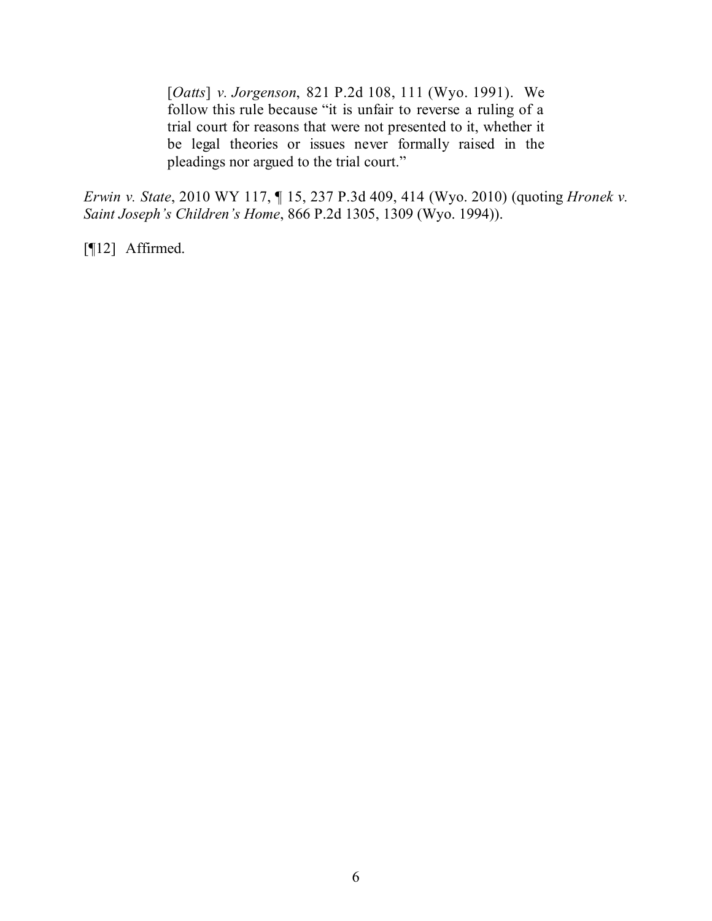> [*Oatts*] *v. Jorgenson*, 821 P.2d 108, 111 (Wyo. 1991). We follow this rule because "it is unfair to reverse a ruling of a trial court for reasons that were not presented to it, whether it be legal theories or issues never formally raised in the pleadings nor argued to the trial court."

*Erwin v. State*, 2010 WY 117, ¶ 15, 237 P.3d 409, 414 (Wyo. 2010) (quoting *Hronek v. Saint Joseph's Children's Home*, 866 P.2d 1305, 1309 (Wyo. 1994)).

[¶12] Affirmed.